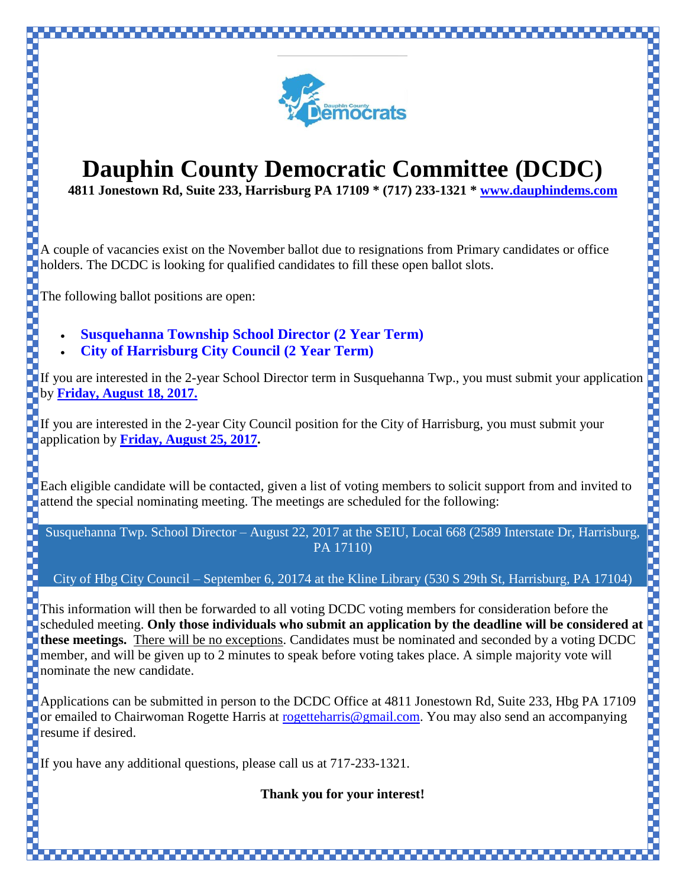# Dauphin County Democratic Committee (DCDC)

**4811 Jonestown Rd, Suite 233, Harrisburg PA 17109 * (717) 233-1321 * www.dauphindems.com**

A couple of vacancies exist on the November ballot due to resignations from Primary candidates or office holders. The DCDC is looking for qualified candidates to fill these open ballot slots.

The following ballot positions are open:

- **Susquehanna Township School Director (2 Year Term)**
- **City of Harrisburg City Council (2 Year Term)**

If you are interested in the 2-year School Director term in Susquehanna Twp., you must submit your application by **Friday, August 18, 2017.**

If you are interested in the 2-year City Council position for the City of Harrisburg, you must submit your application by **Friday, August 25, 2017.**

Each eligible candidate will be contacted, given a list of voting members to solicit support from and invited to attend the special nominating meeting. The meetings are scheduled for the following:

Susquehanna Twp. School Director – August 22, 2017 at the SEIU, Local 668 (2589 Interstate Dr, Harrisburg, PA 17110)

City of Hbg City Council – September 6, 20174 at the Kline Library (530 S 29th St, Harrisburg, PA 17104)

This information will then be forwarded to all voting DCDC voting members for consideration before the scheduled meeting. **Only those individuals who submit an application by the deadline will be considered at these meetings.** There will be no exceptions. Candidates must be nominated and seconded by a voting DCDC member, and will be given up to 2 minutes to speak before voting takes place. A simple majority vote will nominate the new candidate.

Applications can be submitted in person to the DCDC Office at 4811 Jonestown Rd, Suite 233, Hbg PA 17109 or emailed to Chairwoman Rogette Harris at rogetteharris@gmail.com. You may also send an accompanying resume if desired.

If you have any additional questions, please call us at 717-233-1321.

**Thank you for your interest!**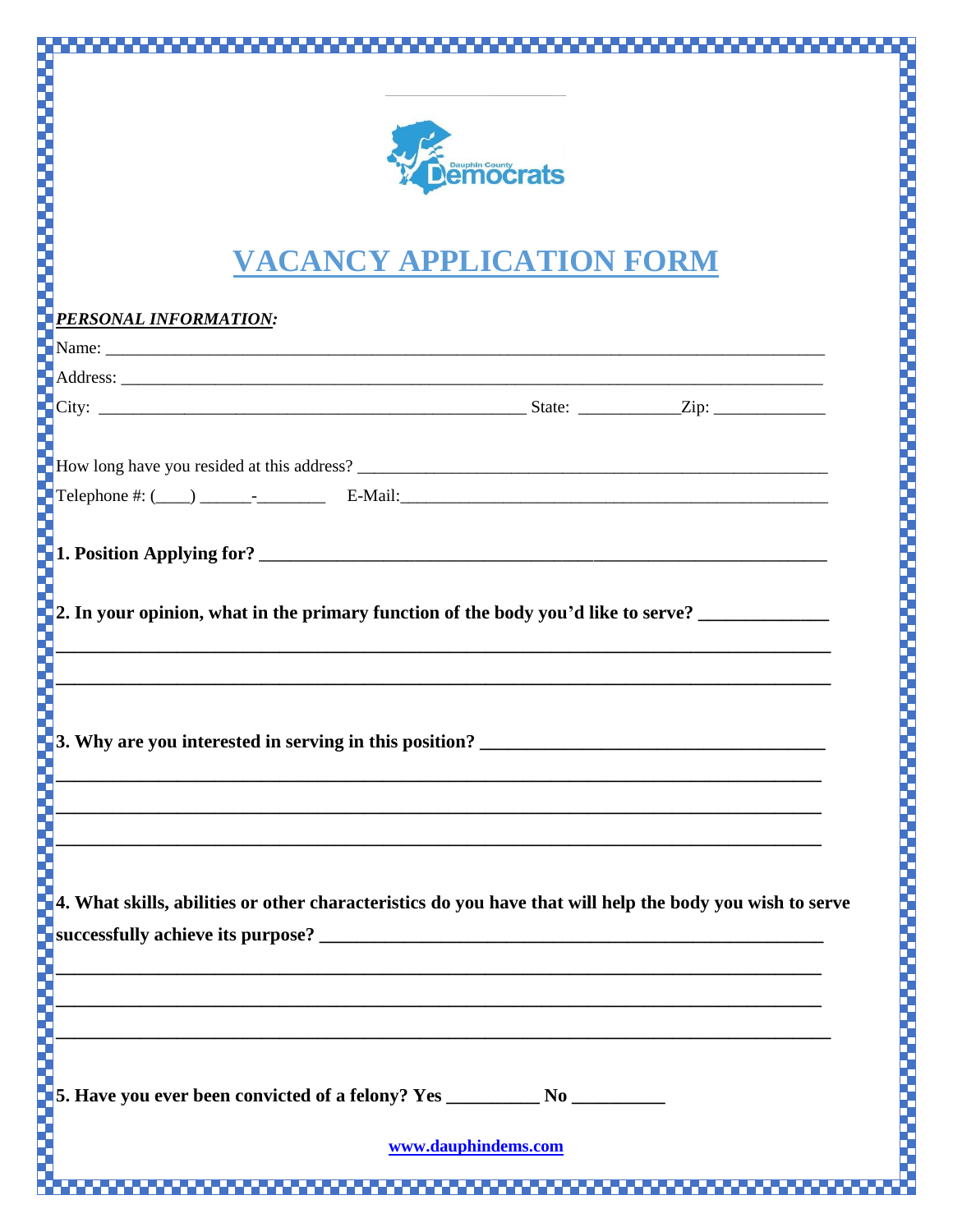Dauphin County Democrats

# VACANCY APPLICATION FORM

***PERSONAL INFORMATION:***

Name: ___________________________________________________________________________

Address: _________________________________________________________________________

City: ____________________________________________ State: __________Zip: ____________

How long have you resided at this address? _______________________________________________

Telephone #: (____) ______-________ E-Mail:_____________________________________________

**1. Position Applying for? ___________________________________________________________**

**2. In your opinion, what in the primary function of the body you'd like to serve? _____________**

**_________________________________________________________________________________**

**_________________________________________________________________________________**

**3. Why are you interested in serving in this position? __________________________________**

**_________________________________________________________________________________**

**_________________________________________________________________________________**

**_________________________________________________________________________________**

**4. What skills, abilities or other characteristics do you have that will help the body you wish to serve successfully achieve its purpose? _____________________________________________**

**_________________________________________________________________________________**

**_________________________________________________________________________________**

**_________________________________________________________________________________**

**5. Have you ever been convicted of a felony? Yes _________ No _________**

**www.dauphindems.com**